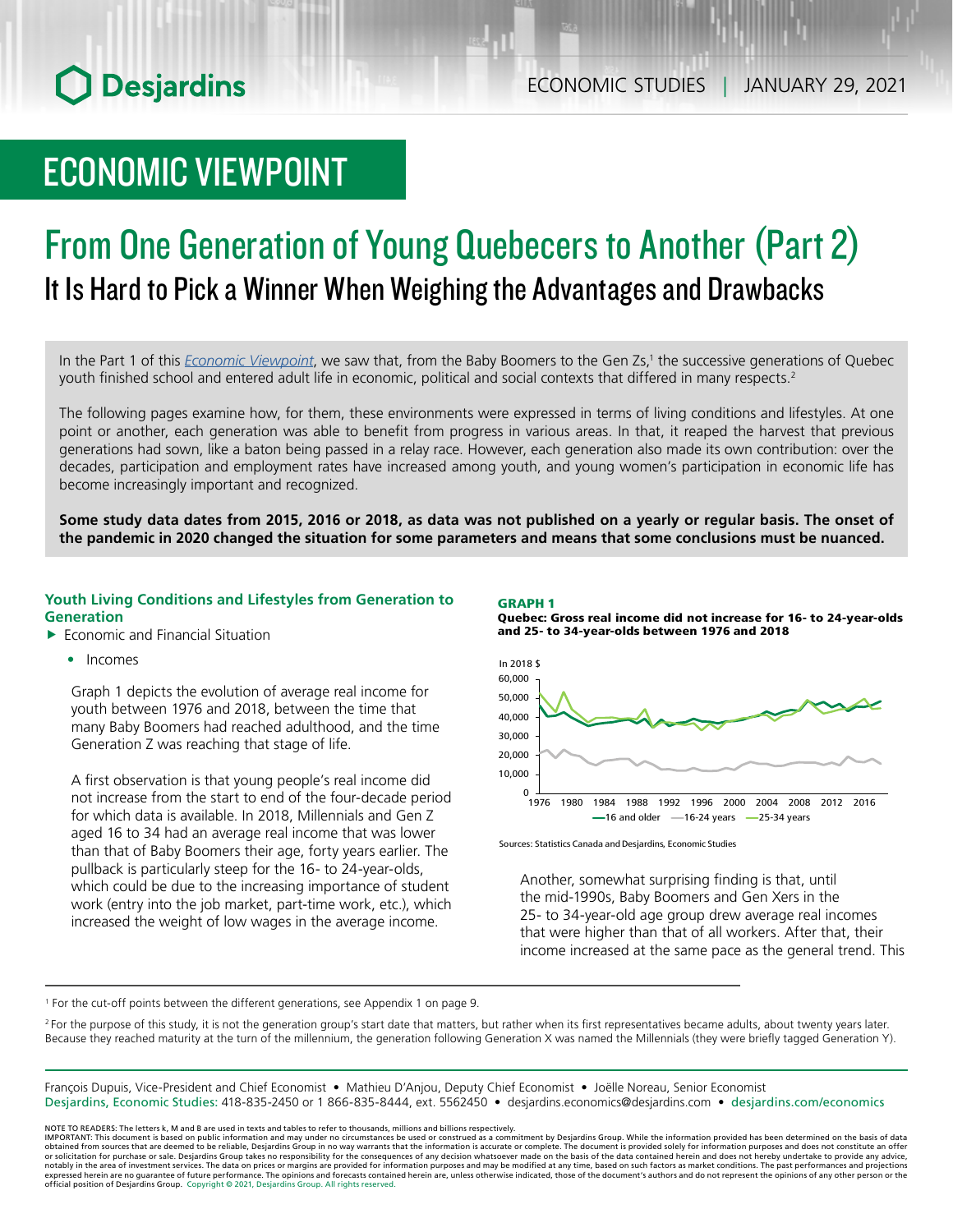# ECONOMIC VIEWPOINT

# From One Generation of Young Quebecers to Another (Part 2)

## It Is Hard to Pick a Winner When Weighing the Advantages and Drawbacks

In the Part 1 of this *Economic Viewpoint*, we saw that, from the Baby Boomers to the Gen Zs,[1] the successive generations of Quebec youth finished school and entered adult life in economic, political and social contexts that differed in many respects.[2]

The following pages examine how, for them, these environments were expressed in terms of living conditions and lifestyles. At one point or another, each generation was able to benefit from progress in various areas. In that, it reaped the harvest that previous generations had sown, like a baton being passed in a relay race. However, each generation also made its own contribution: over the decades, participation and employment rates have increased among youth, and young women's participation in economic life has become increasingly important and recognized.

**Some study data dates from 2015, 2016 or 2018, as data was not published on a yearly or regular basis. The onset of the pandemic in 2020 changed the situation for some parameters and means that some conclusions must be nuanced.**

### Youth Living Conditions and Lifestyles from Generation to Generation

- Economic and Financial Situation
  - Incomes

Graph 1 depicts the evolution of average real income for youth between 1976 and 2018, between the time that many Baby Boomers had reached adulthood, and the time Generation Z was reaching that stage of life.

A first observation is that young people's real income did not increase from the start to end of the four-decade period for which data is available. In 2018, Millennials and Gen Z aged 16 to 34 had an average real income that was lower than that of Baby Boomers their age, forty years earlier. The pullback is particularly steep for the 16- to 24-year-olds, which could be due to the increasing importance of student work (entry into the job market, part-time work, etc.), which increased the weight of low wages in the average income.

**GRAPH 1**
**Quebec: Gross real income did not increase for 16- to 24-year-olds and 25- to 34-year-olds between 1976 and 2018**

Sources: Statistics Canada and Desjardins, Economic Studies

Another, somewhat surprising finding is that, until the mid-1990s, Baby Boomers and Gen Xers in the 25- to 34-year-old age group drew average real incomes that were higher than that of all workers. After that, their income increased at the same pace as the general trend. This

---

[1] For the cut-off points between the different generations, see Appendix 1 on page 9.

[2] For the purpose of this study, it is not the generation group's start date that matters, but rather when its first representatives became adults, about twenty years later. Because they reached maturity at the turn of the millennium, the generation following Generation X was named the Millennials (they were briefly tagged Generation Y).

François Dupuis, Vice-President and Chief Economist • Mathieu D'Anjou, Deputy Chief Economist • Joëlle Noreau, Senior Economist
Desjardins, Economic Studies: 418-835-2450 or 1 866-835-8444, ext. 5562450 • desjardins.economics@desjardins.com • desjardins.com/economics

NOTE TO READERS: The letters k, M and B are used in texts and tables to refer to thousands, millions and billions respectively.
IMPORTANT: This document is based on public information and may under no circumstances be used or construed as a commitment by Desjardins Group. While the information provided has been determined on the basis of data obtained from sources that are deemed to be reliable, Desjardins Group in no way warrants that the information is accurate or complete. The document is provided solely for information purposes and does not constitute an offer or solicitation for purchase or sale. Desjardins Group takes no responsibility for the consequences of any decision whatsoever made on the basis of the data contained herein and does not hereby undertake to provide any advice, notably in the area of investment services. The data on prices or margins are provided for information purposes and may be modified at any time, based on such factors as market conditions. The past performances and projections expressed herein are no guarantee of future performance. The opinions and forecasts contained herein are, unless otherwise indicated, those of the document's authors and do not represent the opinions of any other person or the official position of Desjardins Group. Copyright © 2021, Desjardins Group. All rights reserved.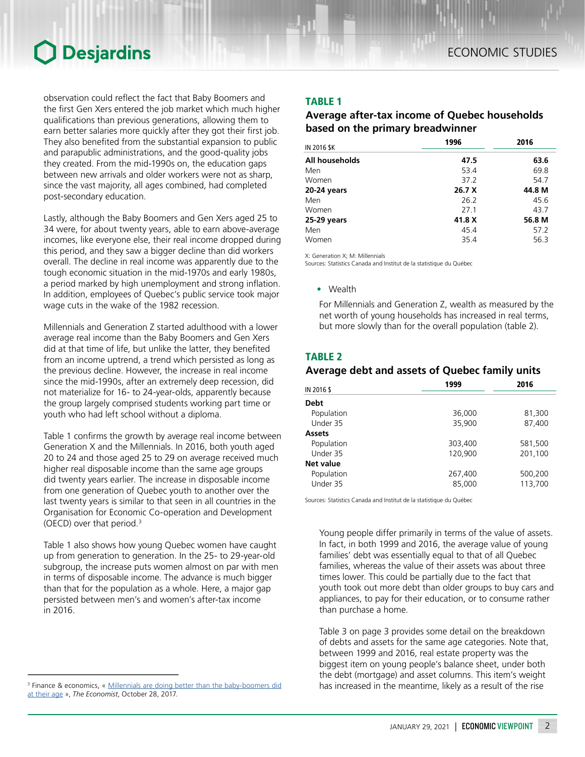observation could reflect the fact that Baby Boomers and the first Gen Xers entered the job market which much higher qualifications than previous generations, allowing them to earn better salaries more quickly after they got their first job. They also benefited from the substantial expansion to public and parapublic administrations, and the good-quality jobs they created. From the mid-1990s on, the education gaps between new arrivals and older workers were not as sharp, since the vast majority, all ages combined, had completed post-secondary education.

Lastly, although the Baby Boomers and Gen Xers aged 25 to 34 were, for about twenty years, able to earn above-average incomes, like everyone else, their real income dropped during this period, and they saw a bigger decline than did workers overall. The decline in real income was apparently due to the tough economic situation in the mid-1970s and early 1980s, a period marked by high unemployment and strong inflation. In addition, employees of Quebec's public service took major wage cuts in the wake of the 1982 recession.

Millennials and Generation Z started adulthood with a lower average real income than the Baby Boomers and Gen Xers did at that time of life, but unlike the latter, they benefited from an income uptrend, a trend which persisted as long as the previous decline. However, the increase in real income since the mid-1990s, after an extremely deep recession, did not materialize for 16- to 24-year-olds, apparently because the group largely comprised students working part time or youth who had left school without a diploma.

Table 1 confirms the growth by average real income between Generation X and the Millennials. In 2016, both youth aged 20 to 24 and those aged 25 to 29 on average received much higher real disposable income than the same age groups did twenty years earlier. The increase in disposable income from one generation of Quebec youth to another over the last twenty years is similar to that seen in all countries in the Organisation for Economic Co-operation and Development (OECD) over that period.[3]

Table 1 also shows how young Quebec women have caught up from generation to generation. In the 25- to 29-year-old subgroup, the increase puts women almost on par with men in terms of disposable income. The advance is much bigger than that for the population as a whole. Here, a major gap persisted between men's and women's after-tax income in 2016.

[3] Finance & economics, « Millennials are doing better than the baby-boomers did at their age », *The Economist*, October 28, 2017.

### TABLE 1

**Average after-tax income of Quebec households based on the primary breadwinner**

| IN 2016 $K | 1996 | 2016 |
|---|---|---|
| **All households** | **47.5** | **63.6** |
| Men | 53.4 | 69.8 |
| Women | 37.2 | 54.7 |
| **20-24 years** | **26.7 X** | **44.8 M** |
| Men | 26.2 | 45.6 |
| Women | 27.1 | 43.7 |
| **25-29 years** | **41.8 X** | **56.8 M** |
| Men | 45.4 | 57.2 |
| Women | 35.4 | 56.3 |

X: Generation X; M: Millennials
Sources: Statistics Canada and Institut de la statistique du Québec

- Wealth

For Millennials and Generation Z, wealth as measured by the net worth of young households has increased in real terms, but more slowly than for the overall population (table 2).

### TABLE 2

**Average debt and assets of Quebec family units**

| IN 2016 $ | 1999 | 2016 |
|---|---|---|
| **Debt** | | |
| Population | 36,000 | 81,300 |
| Under 35 | 35,900 | 87,400 |
| **Assets** | | |
| Population | 303,400 | 581,500 |
| Under 35 | 120,900 | 201,100 |
| **Net value** | | |
| Population | 267,400 | 500,200 |
| Under 35 | 85,000 | 113,700 |

Sources: Statistics Canada and Institut de la statistique du Québec

Young people differ primarily in terms of the value of assets. In fact, in both 1999 and 2016, the average value of young families' debt was essentially equal to that of all Quebec families, whereas the value of their assets was about three times lower. This could be partially due to the fact that youth took out more debt than older groups to buy cars and appliances, to pay for their education, or to consume rather than purchase a home.

Table 3 on page 3 provides some detail on the breakdown of debts and assets for the same age categories. Note that, between 1999 and 2016, real estate property was the biggest item on young people's balance sheet, under both the debt (mortgage) and asset columns. This item's weight has increased in the meantime, likely as a result of the rise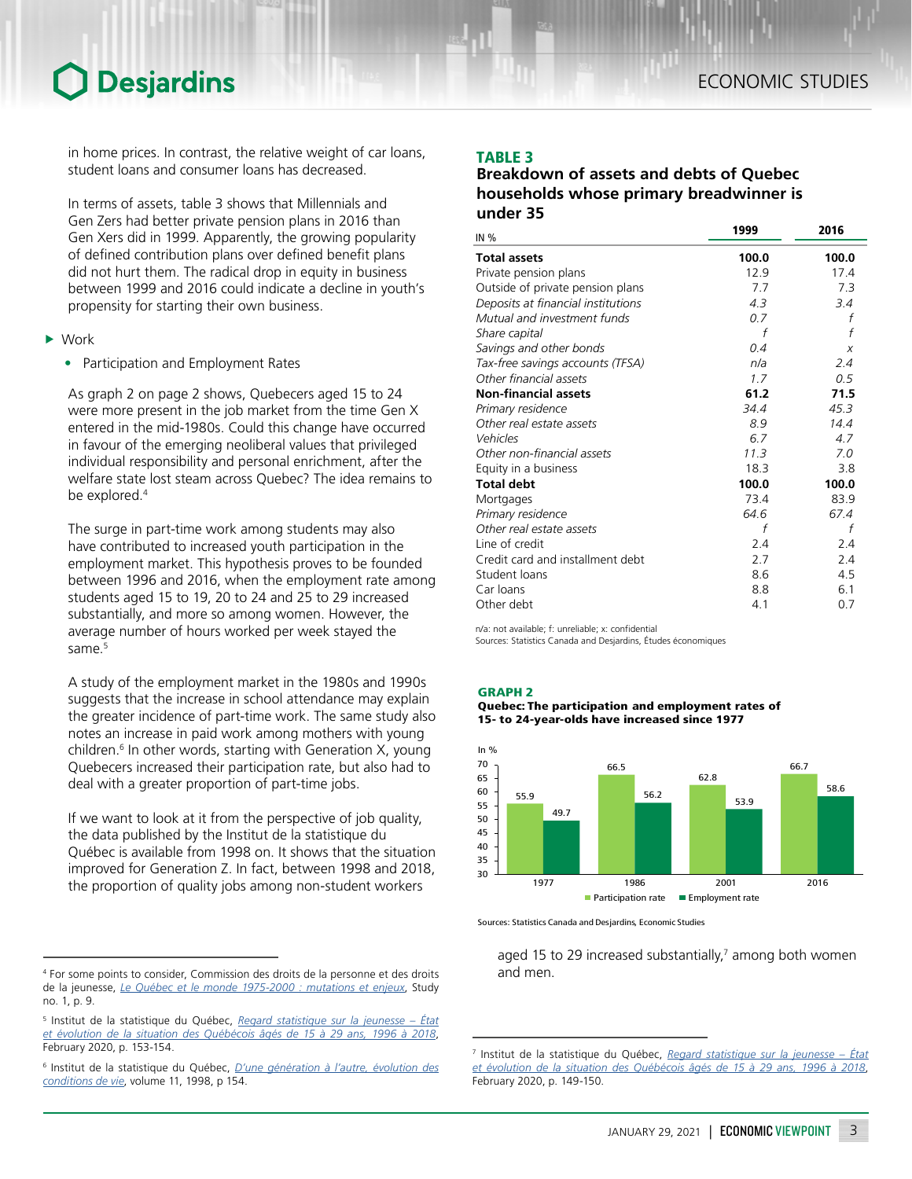in home prices. In contrast, the relative weight of car loans, student loans and consumer loans has decreased.

In terms of assets, table 3 shows that Millennials and Gen Zers had better private pension plans in 2016 than Gen Xers did in 1999. Apparently, the growing popularity of defined contribution plans over defined benefit plans did not hurt them. The radical drop in equity in business between 1999 and 2016 could indicate a decline in youth's propensity for starting their own business.

- Work
  - Participation and Employment Rates

As graph 2 on page 2 shows, Quebecers aged 15 to 24 were more present in the job market from the time Gen X entered in the mid-1980s. Could this change have occurred in favour of the emerging neoliberal values that privileged individual responsibility and personal enrichment, after the welfare state lost steam across Quebec? The idea remains to be explored.[4]

The surge in part-time work among students may also have contributed to increased youth participation in the employment market. This hypothesis proves to be founded between 1996 and 2016, when the employment rate among students aged 15 to 19, 20 to 24 and 25 to 29 increased substantially, and more so among women. However, the average number of hours worked per week stayed the same.[5]

A study of the employment market in the 1980s and 1990s suggests that the increase in school attendance may explain the greater incidence of part-time work. The same study also notes an increase in paid work among mothers with young children.[6] In other words, starting with Generation X, young Quebecers increased their participation rate, but also had to deal with a greater proportion of part-time jobs.

If we want to look at it from the perspective of job quality, the data published by the Institut de la statistique du Québec is available from 1998 on. It shows that the situation improved for Generation Z. In fact, between 1998 and 2018, the proportion of quality jobs among non-student workers aged 15 to 29 increased substantially,[7] among both women and men.

**TABLE 3**
**Breakdown of assets and debts of Quebec households whose primary breadwinner is under 35**

| IN % | 1999 | 2016 |
|---|---|---|
| **Total assets** | **100.0** | **100.0** |
| Private pension plans | 12.9 | 17.4 |
| Outside of private pension plans | 7.7 | 7.3 |
| *Deposits at financial institutions* | *4.3* | *3.4* |
| *Mutual and investment funds* | *0.7* | *f* |
| *Share capital* | *f* | *f* |
| *Savings and other bonds* | *0.4* | *x* |
| *Tax-free savings accounts (TFSA)* | *n/a* | *2.4* |
| *Other financial assets* | *1.7* | *0.5* |
| **Non-financial assets** | **61.2** | **71.5** |
| *Primary residence* | *34.4* | *45.3* |
| *Other real estate assets* | *8.9* | *14.4* |
| *Vehicles* | *6.7* | *4.7* |
| *Other non-financial assets* | *11.3* | *7.0* |
| Equity in a business | 18.3 | 3.8 |
| **Total debt** | **100.0** | **100.0** |
| Mortgages | 73.4 | 83.9 |
| *Primary residence* | *64.6* | *67.4* |
| *Other real estate assets* | *f* | *f* |
| Line of credit | 2.4 | 2.4 |
| Credit card and installment debt | 2.7 | 2.4 |
| Student loans | 8.6 | 4.5 |
| Car loans | 8.8 | 6.1 |
| Other debt | 4.1 | 0.7 |

n/a: not available; f: unreliable; x: confidential
Sources: Statistics Canada and Desjardins, Études économiques

**GRAPH 2**
**Quebec: The participation and employment rates of 15- to 24-year-olds have increased since 1977**

| In % | Participation rate | Employment rate |
|---|---|---|
| 1977 | 55.9 | 49.7 |
| 1986 | 66.5 | 56.2 |
| 2001 | 62.8 | 53.9 |
| 2016 | 66.7 | 58.6 |

Sources: Statistics Canada and Desjardins, Economic Studies

[4] For some points to consider, Commission des droits de la personne et des droits de la jeunesse, *Le Québec et le monde 1975-2000 : mutations et enjeux*, Study no. 1, p. 9.

[5] Institut de la statistique du Québec, *Regard statistique sur la jeunesse – État et évolution de la situation des Québécois âgés de 15 à 29 ans, 1996 à 2018*, February 2020, p. 153-154.

[6] Institut de la statistique du Québec, *D'une génération à l'autre, évolution des conditions de vie*, volume 11, 1998, p 154.

[7] Institut de la statistique du Québec, *Regard statistique sur la jeunesse – État et évolution de la situation des Québécois âgés de 15 à 29 ans, 1996 à 2018*, February 2020, p. 149-150.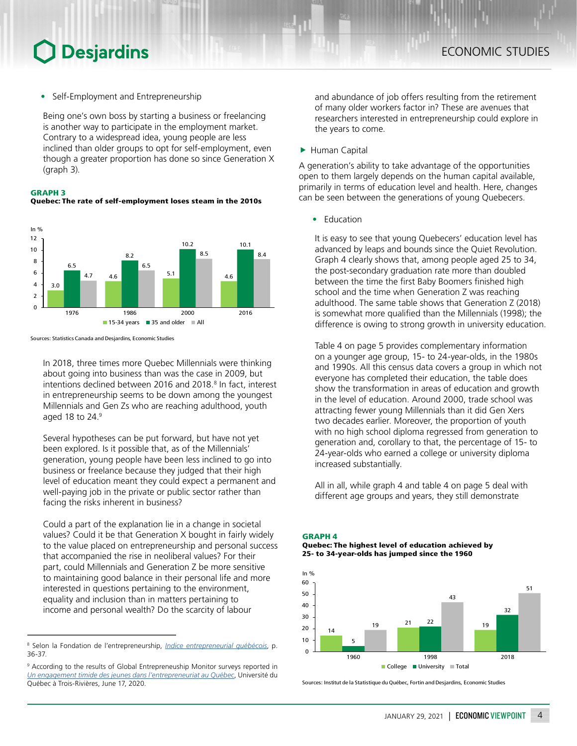- Self-Employment and Entrepreneurship

Being one's own boss by starting a business or freelancing is another way to participate in the employment market. Contrary to a widespread idea, young people are less inclined than older groups to opt for self-employment, even though a greater proportion has done so since Generation X (graph 3).

**GRAPH 3**
**Quebec: The rate of self-employment loses steam in the 2010s**

In %

| | 15-34 years | 35 and older | All |
|---|---|---|---|
| 1976 | 3.0 | 6.5 | 4.7 |
| 1986 | 4.6 | 8.2 | 6.5 |
| 2000 | 5.1 | 10.2 | 8.5 |
| 2016 | 4.6 | 10.1 | 8.4 |

Sources: Statistics Canada and Desjardins, Economic Studies

In 2018, three times more Quebec Millennials were thinking about going into business than was the case in 2009, but intentions declined between 2016 and 2018.[8] In fact, interest in entrepreneurship seems to be down among the youngest Millennials and Gen Zs who are reaching adulthood, youth aged 18 to 24.[9]

Several hypotheses can be put forward, but have not yet been explored. Is it possible that, as of the Millennials' generation, young people have been less inclined to go into business or freelance because they judged that their high level of education meant they could expect a permanent and well-paying job in the private or public sector rather than facing the risks inherent in business?

Could a part of the explanation lie in a change in societal values? Could it be that Generation X bought in fairly widely to the value placed on entrepreneurship and personal success that accompanied the rise in neoliberal values? For their part, could Millennials and Generation Z be more sensitive to maintaining good balance in their personal life and more interested in questions pertaining to the environment, equality and inclusion than in matters pertaining to income and personal wealth? Do the scarcity of labour and abundance of job offers resulting from the retirement of many older workers factor in? These are avenues that researchers interested in entrepreneurship could explore in the years to come.

## Human Capital

A generation's ability to take advantage of the opportunities open to them largely depends on the human capital available, primarily in terms of education level and health. Here, changes can be seen between the generations of young Quebecers.

- Education

It is easy to see that young Quebecers' education level has advanced by leaps and bounds since the Quiet Revolution. Graph 4 clearly shows that, among people aged 25 to 34, the post-secondary graduation rate more than doubled between the time the first Baby Boomers finished high school and the time when Generation Z was reaching adulthood. The same table shows that Generation Z (2018) is somewhat more qualified than the Millennials (1998); the difference is owing to strong growth in university education.

Table 4 on page 5 provides complementary information on a younger age group, 15- to 24-year-olds, in the 1980s and 1990s. All this census data covers a group in which not everyone has completed their education, the table does show the transformation in areas of education and growth in the level of education. Around 2000, trade school was attracting fewer young Millennials than it did Gen Xers two decades earlier. Moreover, the proportion of youth with no high school diploma regressed from generation to generation and, corollary to that, the percentage of 15- to 24-year-olds who earned a college or university diploma increased substantially.

All in all, while graph 4 and table 4 on page 5 deal with different age groups and years, they still demonstrate

**GRAPH 4**
**Quebec: The highest level of education achieved by 25- to 34-year-olds has jumped since the 1960**

In %

| | College | University | Total |
|---|---|---|---|
| 1960 | 14 | 5 | 19 |
| 1998 | 21 | 22 | 43 |
| 2018 | 19 | 32 | 51 |

Sources: Institut de la Statistique du Québec, Fortin and Desjardins, Economic Studies

---

[8] Selon la Fondation de l'entrepreneurship, *Indice entrepreneurial québécois*, p. 36-37.

[9] According to the results of Global Entrepreneuship Monitor surveys reported in *Un engagement timide des jeunes dans l'entrepreneuriat au Québec*, Université du Québec à Trois-Rivières, June 17, 2020.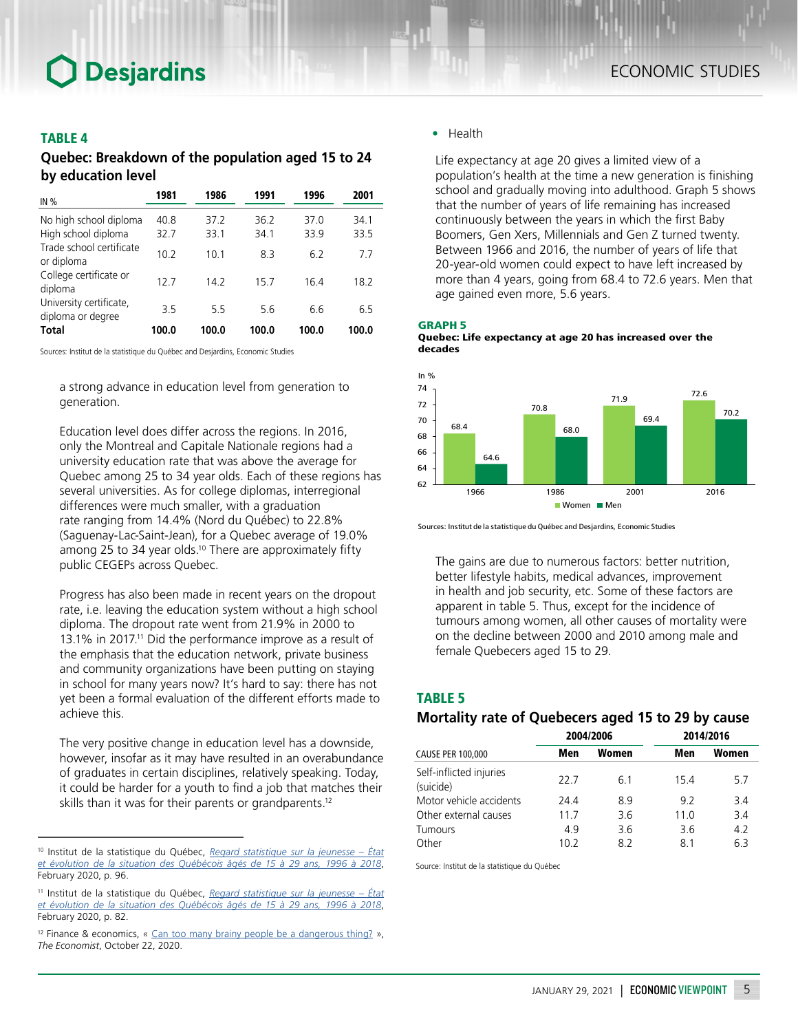## TABLE 4

### Quebec: Breakdown of the population aged 15 to 24 by education level

| IN % | 1981 | 1986 | 1991 | 1996 | 2001 |
|---|---|---|---|---|---|
| No high school diploma | 40.8 | 37.2 | 36.2 | 37.0 | 34.1 |
| High school diploma | 32.7 | 33.1 | 34.1 | 33.9 | 33.5 |
| Trade school certificate or diploma | 10.2 | 10.1 | 8.3 | 6.2 | 7.7 |
| College certificate or diploma | 12.7 | 14.2 | 15.7 | 16.4 | 18.2 |
| University certificate, diploma or degree | 3.5 | 5.5 | 5.6 | 6.6 | 6.5 |
| **Total** | **100.0** | **100.0** | **100.0** | **100.0** | **100.0** |

Sources: Institut de la statistique du Québec and Desjardins, Economic Studies

a strong advance in education level from generation to generation.

Education level does differ across the regions. In 2016, only the Montreal and Capitale Nationale regions had a university education rate that was above the average for Quebec among 25 to 34 year olds. Each of these regions has several universities. As for college diplomas, interregional differences were much smaller, with a graduation rate ranging from 14.4% (Nord du Québec) to 22.8% (Saguenay-Lac-Saint-Jean), for a Quebec average of 19.0% among 25 to 34 year olds.[10] There are approximately fifty public CEGEPs across Quebec.

Progress has also been made in recent years on the dropout rate, i.e. leaving the education system without a high school diploma. The dropout rate went from 21.9% in 2000 to 13.1% in 2017.[11] Did the performance improve as a result of the emphasis that the education network, private business and community organizations have been putting on staying in school for many years now? It's hard to say: there has not yet been a formal evaluation of the different efforts made to achieve this.

The very positive change in education level has a downside, however, insofar as it may have resulted in an overabundance of graduates in certain disciplines, relatively speaking. Today, it could be harder for a youth to find a job that matches their skills than it was for their parents or grandparents.[12]

- Health

Life expectancy at age 20 gives a limited view of a population's health at the time a new generation is finishing school and gradually moving into adulthood. Graph 5 shows that the number of years of life remaining has increased continuously between the years in which the first Baby Boomers, Gen Xers, Millennials and Gen Z turned twenty. Between 1966 and 2016, the number of years of life that 20-year-old women could expect to have left increased by more than 4 years, going from 68.4 to 72.6 years. Men that age gained even more, 5.6 years.

**GRAPH 5**

**Quebec: Life expectancy at age 20 has increased over the decades**

In %

| | 1966 | 1986 | 2001 | 2016 |
|---|---|---|---|---|
| Women | 68.4 | 70.8 | 71.9 | 72.6 |
| Men | 64.6 | 68.0 | 69.4 | 70.2 |

Sources: Institut de la statistique du Québec and Desjardins, Economic Studies

The gains are due to numerous factors: better nutrition, better lifestyle habits, medical advances, improvement in health and job security, etc. Some of these factors are apparent in table 5. Thus, except for the incidence of tumours among women, all other causes of mortality were on the decline between 2000 and 2010 among male and female Quebecers aged 15 to 29.

## TABLE 5

### Mortality rate of Quebecers aged 15 to 29 by cause

| | 2004/2006 | | 2014/2016 | |
|---|---|---|---|---|
| CAUSE PER 100,000 | Men | Women | Men | Women |
| Self-inflicted injuries (suicide) | 22.7 | 6.1 | 15.4 | 5.7 |
| Motor vehicle accidents | 24.4 | 8.9 | 9.2 | 3.4 |
| Other external causes | 11.7 | 3.6 | 11.0 | 3.4 |
| Tumours | 4.9 | 3.6 | 3.6 | 4.2 |
| Other | 10.2 | 8.2 | 8.1 | 6.3 |

Source: Institut de la statistique du Québec

---

[10] Institut de la statistique du Québec, *Regard statistique sur la jeunesse – État et évolution de la situation des Québécois âgés de 15 à 29 ans, 1996 à 2018*, February 2020, p. 96.

[11] Institut de la statistique du Québec, *Regard statistique sur la jeunesse – État et évolution de la situation des Québécois âgés de 15 à 29 ans, 1996 à 2018*, February 2020, p. 82.

[12] Finance & economics, « Can too many brainy people be a dangerous thing? », *The Economist*, October 22, 2020.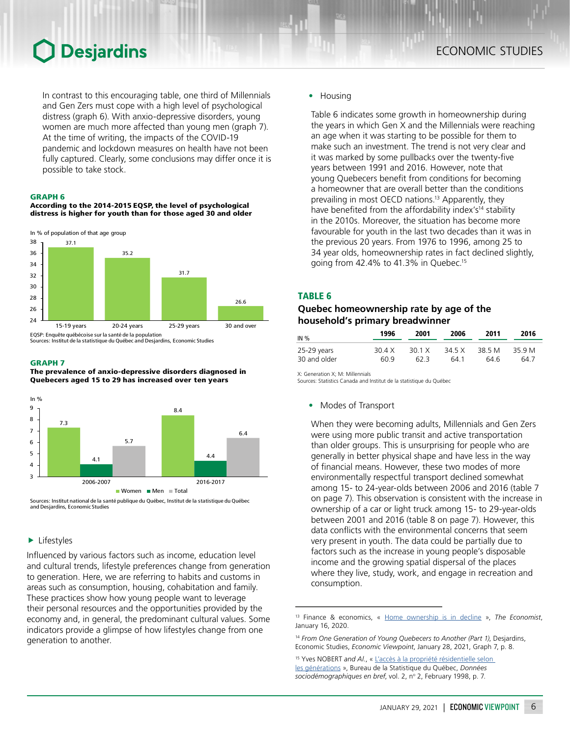In contrast to this encouraging table, one third of Millennials and Gen Zers must cope with a high level of psychological distress (graph 6). With anxio-depressive disorders, young women are much more affected than young men (graph 7). At the time of writing, the impacts of the COVID-19 pandemic and lockdown measures on health have not been fully captured. Clearly, some conclusions may differ once it is possible to take stock.

**GRAPH 6**
**According to the 2014-2015 EQSP, the level of psychological distress is higher for youth than for those aged 30 and older**

In % of population of that age group

| Age group | % |
|---|---|
| 15-19 years | 37.1 |
| 20-24 years | 35.2 |
| 25-29 years | 31.7 |
| 30 and over | 26.6 |

EQSP: Enquête québécoise sur la santé de la population
Sources: Institut de la statistique du Québec and Desjardins, Economic Studies

**GRAPH 7**
**The prevalence of anxio-depressive disorders diagnosed in Quebecers aged 15 to 29 has increased over ten years**

In %

| | Women | Men | Total |
|---|---|---|---|
| 2006-2007 | 7.3 | 4.1 | 5.7 |
| 2016-2017 | 8.4 | 4.4 | 6.4 |

Sources: Institut national de la santé publique du Québec, Institut de la statistique du Québec and Desjardins, Economic Studies

### ▶ Lifestyles

Influenced by various factors such as income, education level and cultural trends, lifestyle preferences change from generation to generation. Here, we are referring to habits and customs in areas such as consumption, housing, cohabitation and family. These practices show how young people want to leverage their personal resources and the opportunities provided by the economy and, in general, the predominant cultural values. Some indicators provide a glimpse of how lifestyles change from one generation to another.

- Housing

Table 6 indicates some growth in homeownership during the years in which Gen X and the Millennials were reaching an age when it was starting to be possible for them to make such an investment. The trend is not very clear and it was marked by some pullbacks over the twenty-five years between 1991 and 2016. However, note that young Quebecers benefit from conditions for becoming a homeowner that are overall better than the conditions prevailing in most OECD nations.[13] Apparently, they have benefited from the affordability index's[14] stability in the 2010s. Moreover, the situation has become more favourable for youth in the last two decades than it was in the previous 20 years. From 1976 to 1996, among 25 to 34 year olds, homeownership rates in fact declined slightly, going from 42.4% to 41.3% in Quebec.[15]

**TABLE 6**
**Quebec homeownership rate by age of the household's primary breadwinner**

| IN % | 1996 | 2001 | 2006 | 2011 | 2016 |
|---|---|---|---|---|---|
| 25-29 years | 30.4 X | 30.1 X | 34.5 X | 38.5 M | 35.9 M |
| 30 and older | 60.9 | 62.3 | 64.1 | 64.6 | 64.7 |

X: Generation X; M: Millennials
Sources: Statistics Canada and Institut de la statistique du Québec

- Modes of Transport

When they were becoming adults, Millennials and Gen Zers were using more public transit and active transportation than older groups. This is unsurprising for people who are generally in better physical shape and have less in the way of financial means. However, these two modes of more environmentally respectful transport declined somewhat among 15- to 24-year-olds between 2006 and 2016 (table 7 on page 7). This observation is consistent with the increase in ownership of a car or light truck among 15- to 29-year-olds between 2001 and 2016 (table 8 on page 7). However, this data conflicts with the environmental concerns that seem very present in youth. The data could be partially due to factors such as the increase in young people's disposable income and the growing spatial dispersal of the places where they live, study, work, and engage in recreation and consumption.

---

[13] Finance & economics, « Home ownership is in decline », *The Economist*, January 16, 2020.

[14] *From One Generation of Young Quebecers to Another (Part 1)*, Desjardins, Economic Studies, *Economic Viewpoint*, January 28, 2021, Graph 7, p. 8.

[15] Yves NOBERT *and Al.*, « L'accès à la propriété résidentielle selon les générations », Bureau de la Statistique du Québec, *Données sociodémographiques en bref*, vol. 2, nº 2, February 1998, p. 7.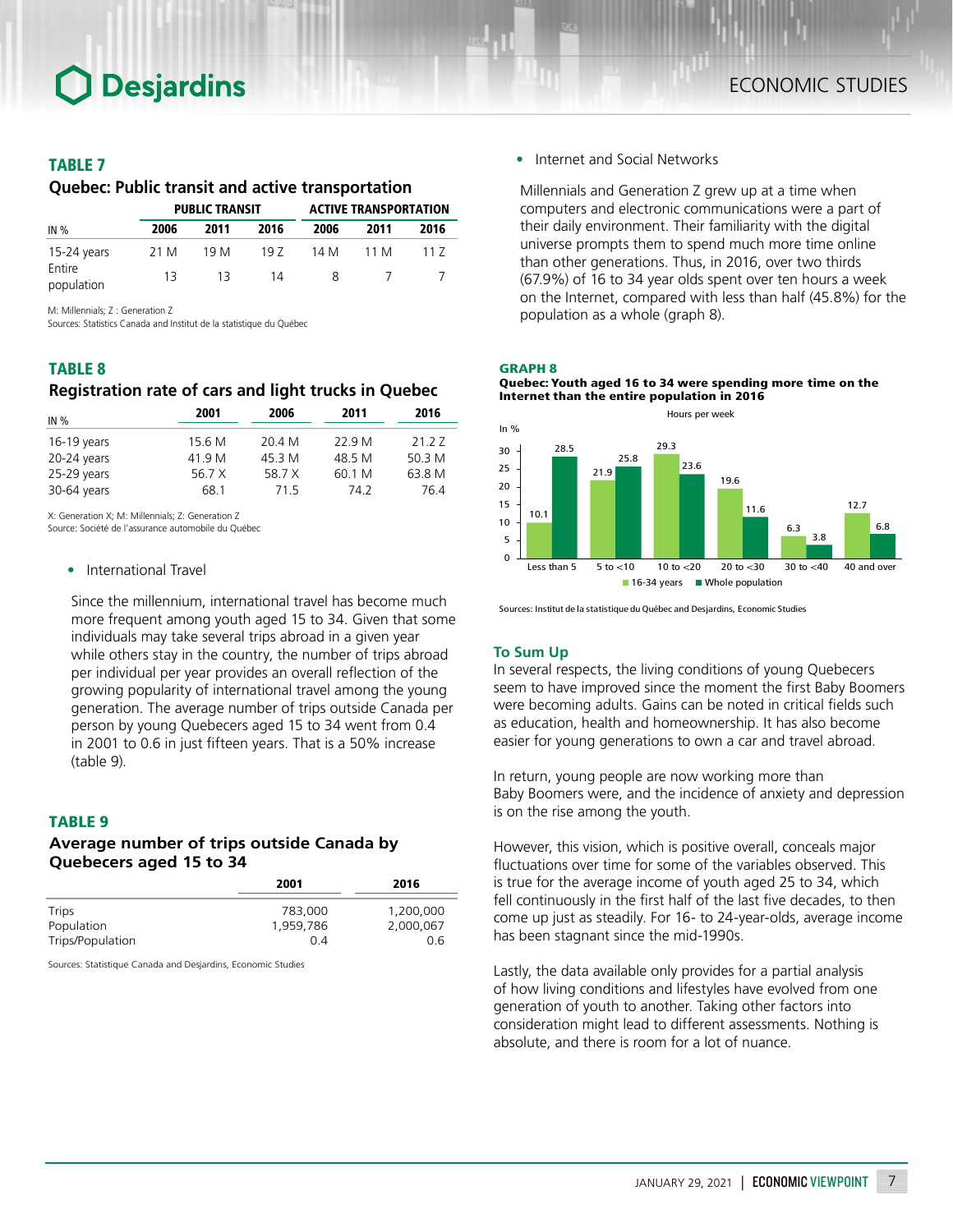### TABLE 7

**Quebec: Public transit and active transportation**

| IN % | PUBLIC TRANSIT | | | ACTIVE TRANSPORTATION | | |
|---|---|---|---|---|---|---|
| | 2006 | 2011 | 2016 | 2006 | 2011 | 2016 |
| 15-24 years | 21 M | 19 M | 19 Z | 14 M | 11 M | 11 Z |
| Entire population | 13 | 13 | 14 | 8 | 7 | 7 |

M: Millennials; Z : Generation Z
Sources: Statistics Canada and Institut de la statistique du Québec

### TABLE 8

**Registration rate of cars and light trucks in Quebec**

| IN % | 2001 | 2006 | 2011 | 2016 |
|---|---|---|---|---|
| 16-19 years | 15.6 M | 20.4 M | 22.9 M | 21.2 Z |
| 20-24 years | 41.9 M | 45.3 M | 48.5 M | 50.3 M |
| 25-29 years | 56.7 X | 58.7 X | 60.1 M | 63.8 M |
| 30-64 years | 68.1 | 71.5 | 74.2 | 76.4 |

X: Generation X; M: Millennials; Z: Generation Z
Source: Société de l'assurance automobile du Québec

- International Travel

Since the millennium, international travel has become much more frequent among youth aged 15 to 34. Given that some individuals may take several trips abroad in a given year while others stay in the country, the number of trips abroad per individual per year provides an overall reflection of the growing popularity of international travel among the young generation. The average number of trips outside Canada per person by young Quebecers aged 15 to 34 went from 0.4 in 2001 to 0.6 in just fifteen years. That is a 50% increase (table 9).

### TABLE 9

**Average number of trips outside Canada by Quebecers aged 15 to 34**

| | 2001 | 2016 |
|---|---|---|
| Trips | 783,000 | 1,200,000 |
| Population | 1,959,786 | 2,000,067 |
| Trips/Population | 0.4 | 0.6 |

Sources: Statistique Canada and Desjardins, Economic Studies

- Internet and Social Networks

Millennials and Generation Z grew up at a time when computers and electronic communications were a part of their daily environment. Their familiarity with the digital universe prompts them to spend much more time online than other generations. Thus, in 2016, over two thirds (67.9%) of 16 to 34 year olds spent over ten hours a week on the Internet, compared with less than half (45.8%) for the population as a whole (graph 8).

### GRAPH 8

**Quebec: Youth aged 16 to 34 were spending more time on the Internet than the entire population in 2016**

Hours per week (In %)

| Hours per week | 16-34 years | Whole population |
|---|---|---|
| Less than 5 | 10.1 | 28.5 |
| 5 to <10 | 21.9 | 25.8 |
| 10 to <20 | 29.3 | 23.6 |
| 20 to <30 | 19.6 | 11.6 |
| 30 to <40 | 6.3 | 3.8 |
| 40 and over | 12.7 | 6.8 |

Sources: Institut de la statistique du Québec and Desjardins, Economic Studies

### To Sum Up

In several respects, the living conditions of young Quebecers seem to have improved since the moment the first Baby Boomers were becoming adults. Gains can be noted in critical fields such as education, health and homeownership. It has also become easier for young generations to own a car and travel abroad.

In return, young people are now working more than Baby Boomers were, and the incidence of anxiety and depression is on the rise among the youth.

However, this vision, which is positive overall, conceals major fluctuations over time for some of the variables observed. This is true for the average income of youth aged 25 to 34, which fell continuously in the first half of the last five decades, to then come up just as steadily. For 16- to 24-year-olds, average income has been stagnant since the mid-1990s.

Lastly, the data available only provides for a partial analysis of how living conditions and lifestyles have evolved from one generation of youth to another. Taking other factors into consideration might lead to different assessments. Nothing is absolute, and there is room for a lot of nuance.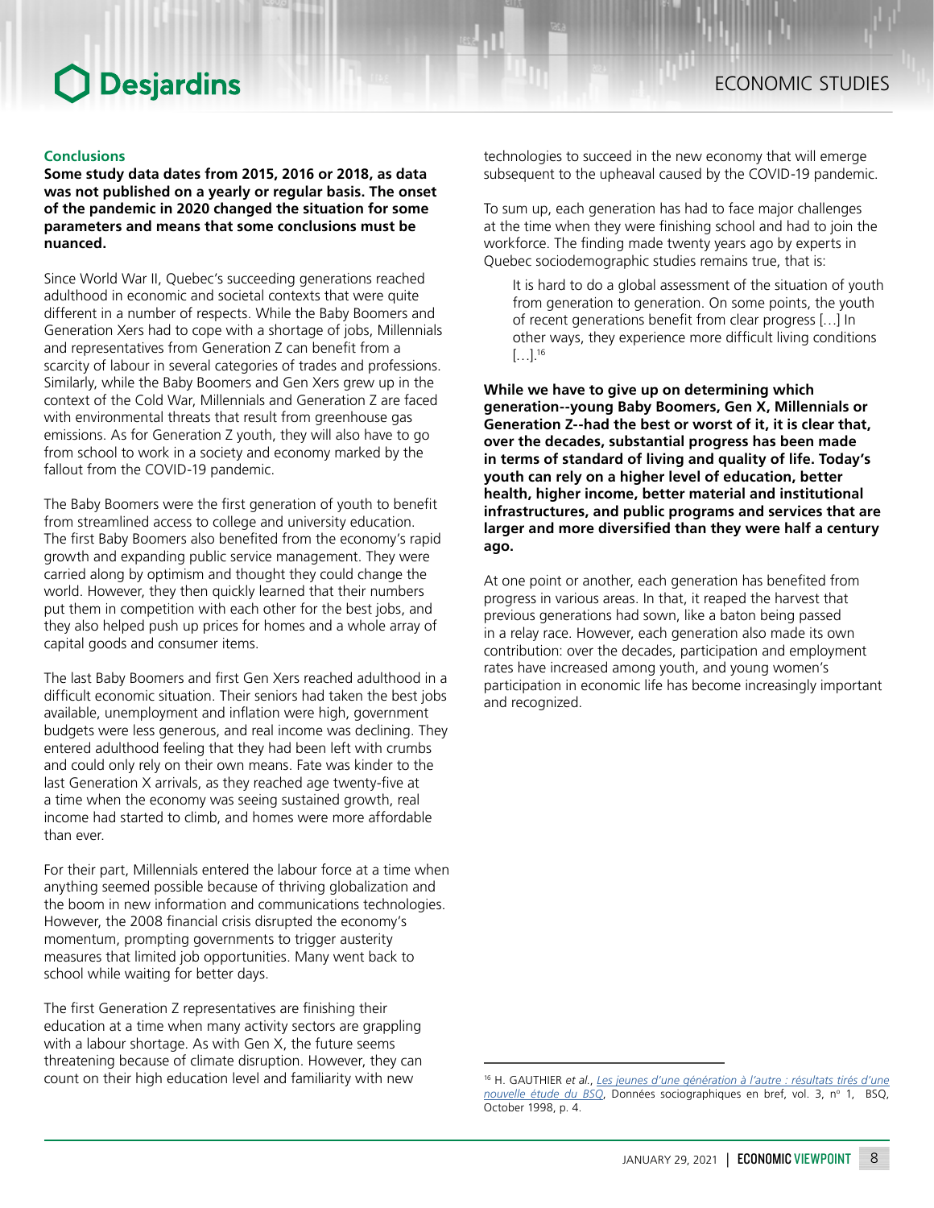### Conclusions

**Some study data dates from 2015, 2016 or 2018, as data was not published on a yearly or regular basis. The onset of the pandemic in 2020 changed the situation for some parameters and means that some conclusions must be nuanced.**

Since World War II, Quebec's succeeding generations reached adulthood in economic and societal contexts that were quite different in a number of respects. While the Baby Boomers and Generation Xers had to cope with a shortage of jobs, Millennials and representatives from Generation Z can benefit from a scarcity of labour in several categories of trades and professions. Similarly, while the Baby Boomers and Gen Xers grew up in the context of the Cold War, Millennials and Generation Z are faced with environmental threats that result from greenhouse gas emissions. As for Generation Z youth, they will also have to go from school to work in a society and economy marked by the fallout from the COVID-19 pandemic.

The Baby Boomers were the first generation of youth to benefit from streamlined access to college and university education. The first Baby Boomers also benefited from the economy's rapid growth and expanding public service management. They were carried along by optimism and thought they could change the world. However, they then quickly learned that their numbers put them in competition with each other for the best jobs, and they also helped push up prices for homes and a whole array of capital goods and consumer items.

The last Baby Boomers and first Gen Xers reached adulthood in a difficult economic situation. Their seniors had taken the best jobs available, unemployment and inflation were high, government budgets were less generous, and real income was declining. They entered adulthood feeling that they had been left with crumbs and could only rely on their own means. Fate was kinder to the last Generation X arrivals, as they reached age twenty-five at a time when the economy was seeing sustained growth, real income had started to climb, and homes were more affordable than ever.

For their part, Millennials entered the labour force at a time when anything seemed possible because of thriving globalization and the boom in new information and communications technologies. However, the 2008 financial crisis disrupted the economy's momentum, prompting governments to trigger austerity measures that limited job opportunities. Many went back to school while waiting for better days.

The first Generation Z representatives are finishing their education at a time when many activity sectors are grappling with a labour shortage. As with Gen X, the future seems threatening because of climate disruption. However, they can count on their high education level and familiarity with new technologies to succeed in the new economy that will emerge subsequent to the upheaval caused by the COVID-19 pandemic.

To sum up, each generation has had to face major challenges at the time when they were finishing school and had to join the workforce. The finding made twenty years ago by experts in Quebec sociodemographic studies remains true, that is:

> It is hard to do a global assessment of the situation of youth from generation to generation. On some points, the youth of recent generations benefit from clear progress […] In other ways, they experience more difficult living conditions […].[16]

**While we have to give up on determining which generation--young Baby Boomers, Gen X, Millennials or Generation Z--had the best or worst of it, it is clear that, over the decades, substantial progress has been made in terms of standard of living and quality of life. Today's youth can rely on a higher level of education, better health, higher income, better material and institutional infrastructures, and public programs and services that are larger and more diversified than they were half a century ago.**

At one point or another, each generation has benefited from progress in various areas. In that, it reaped the harvest that previous generations had sown, like a baton being passed in a relay race. However, each generation also made its own contribution: over the decades, participation and employment rates have increased among youth, and young women's participation in economic life has become increasingly important and recognized.

---

[16] H. GAUTHIER *et al.*, *Les jeunes d'une génération à l'autre : résultats tirés d'une nouvelle étude du BSQ*, Données sociographiques en bref, vol. 3, nº 1, BSQ, October 1998, p. 4.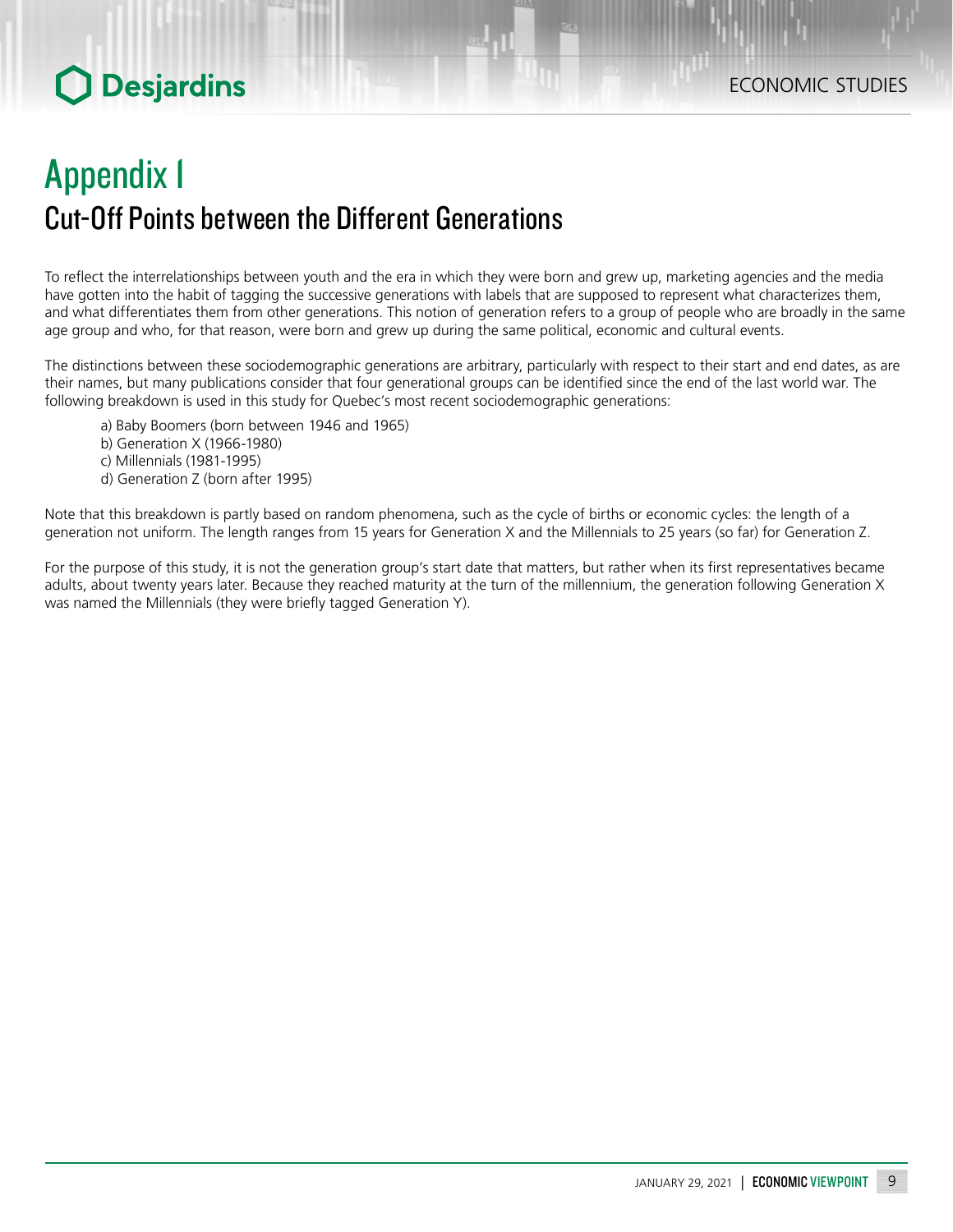# Appendix 1

## Cut-Off Points between the Different Generations

To reflect the interrelationships between youth and the era in which they were born and grew up, marketing agencies and the media have gotten into the habit of tagging the successive generations with labels that are supposed to represent what characterizes them, and what differentiates them from other generations. This notion of generation refers to a group of people who are broadly in the same age group and who, for that reason, were born and grew up during the same political, economic and cultural events.

The distinctions between these sociodemographic generations are arbitrary, particularly with respect to their start and end dates, as are their names, but many publications consider that four generational groups can be identified since the end of the last world war. The following breakdown is used in this study for Quebec's most recent sociodemographic generations:

a) Baby Boomers (born between 1946 and 1965)
b) Generation X (1966-1980)
c) Millennials (1981-1995)
d) Generation Z (born after 1995)

Note that this breakdown is partly based on random phenomena, such as the cycle of births or economic cycles: the length of a generation not uniform. The length ranges from 15 years for Generation X and the Millennials to 25 years (so far) for Generation Z.

For the purpose of this study, it is not the generation group's start date that matters, but rather when its first representatives became adults, about twenty years later. Because they reached maturity at the turn of the millennium, the generation following Generation X was named the Millennials (they were briefly tagged Generation Y).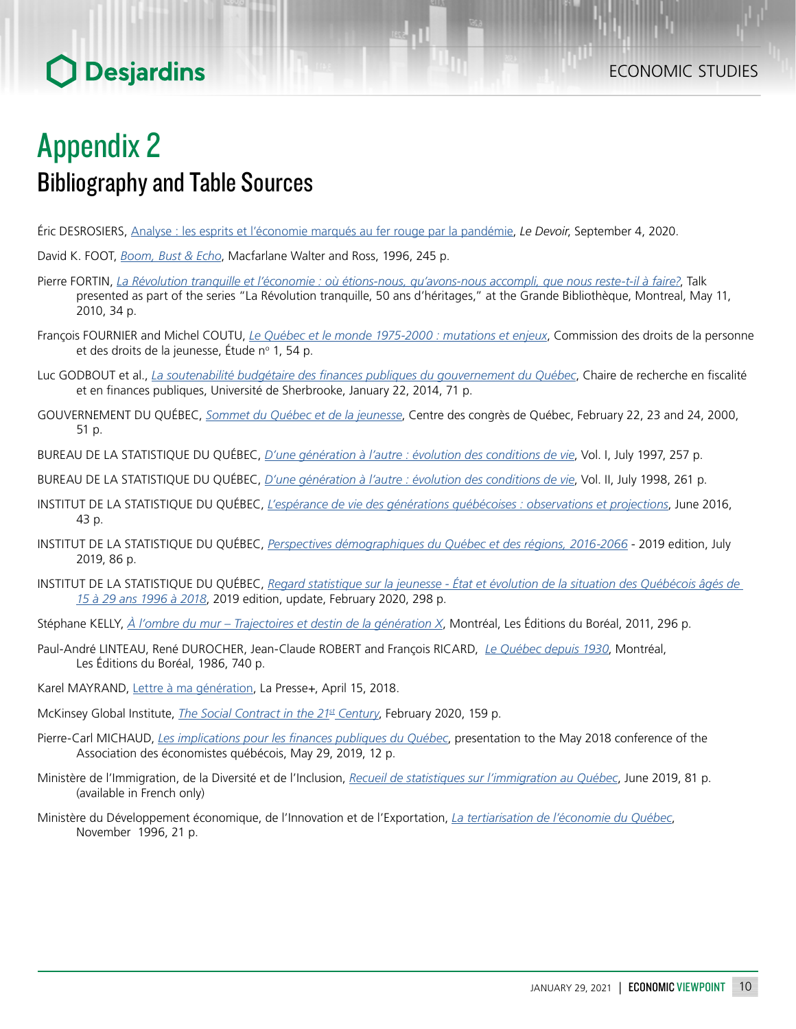# Appendix 2
## Bibliography and Table Sources

Éric DESROSIERS, Analyse : les esprits et l'économie marqués au fer rouge par la pandémie, *Le Devoir*, September 4, 2020.

David K. FOOT, *Boom, Bust & Echo*, Macfarlane Walter and Ross, 1996, 245 p.

Pierre FORTIN, *La Révolution tranquille et l'économie : où étions-nous, qu'avons-nous accompli, que nous reste-t-il à faire?*, Talk presented as part of the series "La Révolution tranquille, 50 ans d'héritages," at the Grande Bibliothèque, Montreal, May 11, 2010, 34 p.

François FOURNIER and Michel COUTU, *Le Québec et le monde 1975-2000 : mutations et enjeux*, Commission des droits de la personne et des droits de la jeunesse, Étude nº 1, 54 p.

Luc GODBOUT et al., *La soutenabilité budgétaire des finances publiques du gouvernement du Québec*, Chaire de recherche en fiscalité et en finances publiques, Université de Sherbrooke, January 22, 2014, 71 p.

GOUVERNEMENT DU QUÉBEC, *Sommet du Québec et de la jeunesse*, Centre des congrès de Québec, February 22, 23 and 24, 2000, 51 p.

BUREAU DE LA STATISTIQUE DU QUÉBEC, *D'une génération à l'autre : évolution des conditions de vie*, Vol. I, July 1997, 257 p.

BUREAU DE LA STATISTIQUE DU QUÉBEC, *D'une génération à l'autre : évolution des conditions de vie*, Vol. II, July 1998, 261 p.

INSTITUT DE LA STATISTIQUE DU QUÉBEC, *L'espérance de vie des générations québécoises : observations et projections*, June 2016, 43 p.

INSTITUT DE LA STATISTIQUE DU QUÉBEC, *Perspectives démographiques du Québec et des régions, 2016-2066* - 2019 edition, July 2019, 86 p.

INSTITUT DE LA STATISTIQUE DU QUÉBEC, *Regard statistique sur la jeunesse - État et évolution de la situation des Québécois âgés de 15 à 29 ans 1996 à 2018*, 2019 edition, update, February 2020, 298 p.

Stéphane KELLY, *À l'ombre du mur – Trajectoires et destin de la génération X*, Montréal, Les Éditions du Boréal, 2011, 296 p.

Paul-André LINTEAU, René DUROCHER, Jean-Claude ROBERT and François RICARD, *Le Québec depuis 1930*, Montréal, Les Éditions du Boréal, 1986, 740 p.

Karel MAYRAND, Lettre à ma génération, La Presse+, April 15, 2018.

McKinsey Global Institute, *The Social Contract in the 21st Century*, February 2020, 159 p.

Pierre-Carl MICHAUD, *Les implications pour les finances publiques du Québec*, presentation to the May 2018 conference of the Association des économistes québécois, May 29, 2019, 12 p.

Ministère de l'Immigration, de la Diversité et de l'Inclusion, *Recueil de statistiques sur l'immigration au Québec*, June 2019, 81 p. (available in French only)

Ministère du Développement économique, de l'Innovation et de l'Exportation, *La tertiarisation de l'économie du Québec*, November 1996, 21 p.